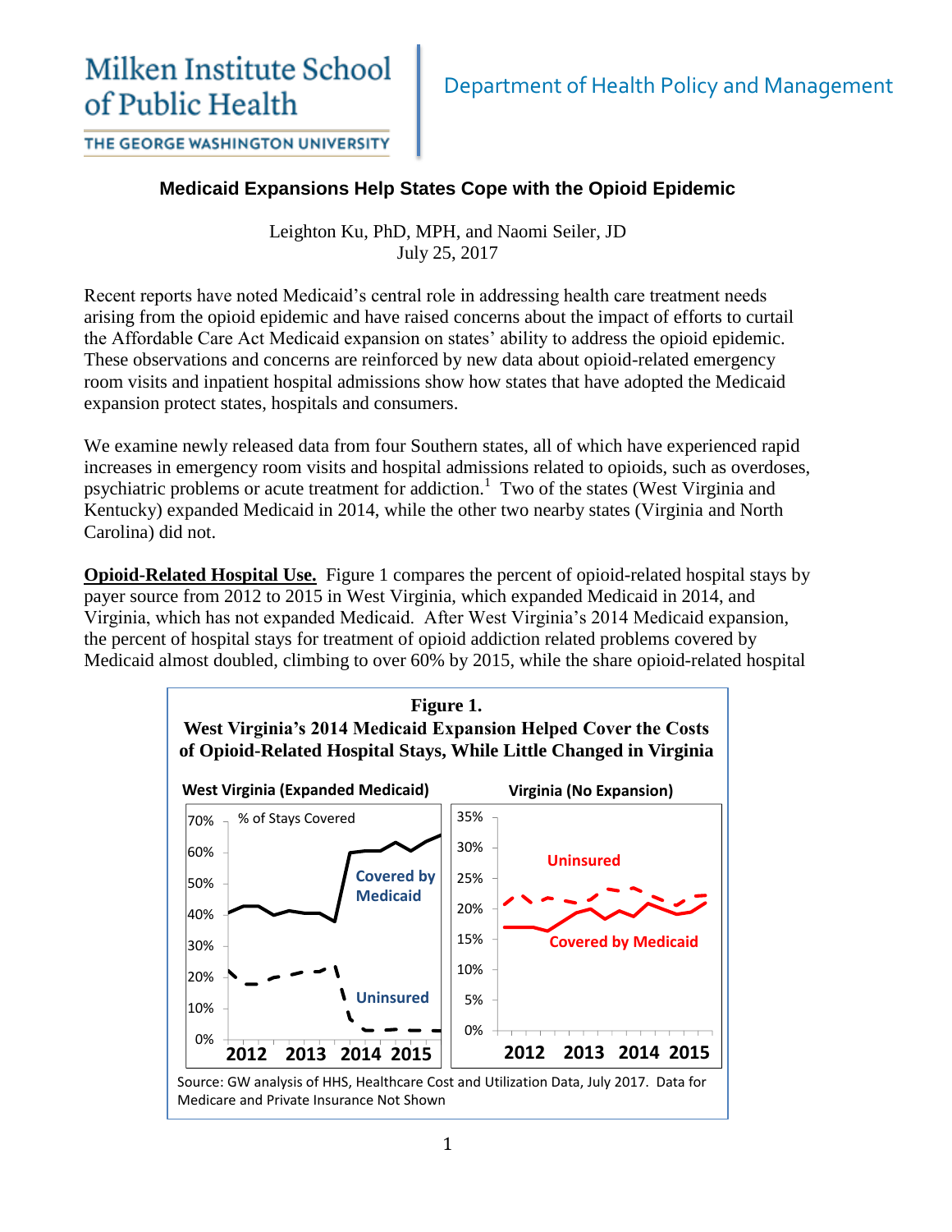Milken Institute School of Public Health

THE GEORGE WASHINGTON UNIVERSITY

Department of Health Policy and Management

# Medicaid Expansions Help States Cope with the Opioid Epidemic

Leighton Ku, PhD, MPH, and Naomi Seiler, JD
July 25, 2017

Recent reports have noted Medicaid's central role in addressing health care treatment needs arising from the opioid epidemic and have raised concerns about the impact of efforts to curtail the Affordable Care Act Medicaid expansion on states' ability to address the opioid epidemic. These observations and concerns are reinforced by new data about opioid-related emergency room visits and inpatient hospital admissions show how states that have adopted the Medicaid expansion protect states, hospitals and consumers.

We examine newly released data from four Southern states, all of which have experienced rapid increases in emergency room visits and hospital admissions related to opioids, such as overdoses, psychiatric problems or acute treatment for addiction.[1] Two of the states (West Virginia and Kentucky) expanded Medicaid in 2014, while the other two nearby states (Virginia and North Carolina) did not.

**Opioid-Related Hospital Use.** Figure 1 compares the percent of opioid-related hospital stays by payer source from 2012 to 2015 in West Virginia, which expanded Medicaid in 2014, and Virginia, which has not expanded Medicaid. After West Virginia's 2014 Medicaid expansion, the percent of hospital stays for treatment of opioid addiction related problems covered by Medicaid almost doubled, climbing to over 60% by 2015, while the share opioid-related hospital

**Figure 1.**
**West Virginia's 2014 Medicaid Expansion Helped Cover the Costs of Opioid-Related Hospital Stays, While Little Changed in Virginia**

West Virginia (Expanded Medicaid)

% of Stays Covered

70%
60%
50%
40%
30%
20%
10%
0%

Covered by Medicaid

Uninsured

2012 2013 2014 2015

Virginia (No Expansion)

35%
30%
25%
20%
15%
10%
5%
0%

Uninsured

Covered by Medicaid

2012 2013 2014 2015

Source: GW analysis of HHS, Healthcare Cost and Utilization Data, July 2017. Data for Medicare and Private Insurance Not Shown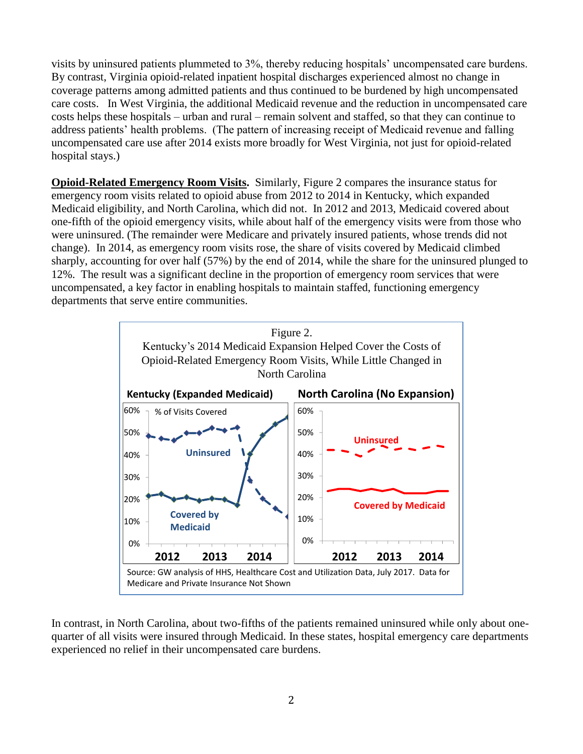visits by uninsured patients plummeted to 3%, thereby reducing hospitals' uncompensated care burdens. By contrast, Virginia opioid-related inpatient hospital discharges experienced almost no change in coverage patterns among admitted patients and thus continued to be burdened by high uncompensated care costs. In West Virginia, the additional Medicaid revenue and the reduction in uncompensated care costs helps these hospitals – urban and rural – remain solvent and staffed, so that they can continue to address patients' health problems. (The pattern of increasing receipt of Medicaid revenue and falling uncompensated care use after 2014 exists more broadly for West Virginia, not just for opioid-related hospital stays.)

**Opioid-Related Emergency Room Visits.** Similarly, Figure 2 compares the insurance status for emergency room visits related to opioid abuse from 2012 to 2014 in Kentucky, which expanded Medicaid eligibility, and North Carolina, which did not. In 2012 and 2013, Medicaid covered about one-fifth of the opioid emergency visits, while about half of the emergency visits were from those who were uninsured. (The remainder were Medicare and privately insured patients, whose trends did not change). In 2014, as emergency room visits rose, the share of visits covered by Medicaid climbed sharply, accounting for over half (57%) by the end of 2014, while the share for the uninsured plunged to 12%. The result was a significant decline in the proportion of emergency room services that were uncompensated, a key factor in enabling hospitals to maintain staffed, functioning emergency departments that serve entire communities.

Figure 2.
Kentucky's 2014 Medicaid Expansion Helped Cover the Costs of Opioid-Related Emergency Room Visits, While Little Changed in North Carolina

Kentucky (Expanded Medicaid)

% of Visits Covered
60%
50%
40%
30%
20%
10%
0%
Uninsured
Covered by Medicaid
2012
2013
2014

North Carolina (No Expansion)

60%
50%
40%
30%
20%
10%
0%
Uninsured
Covered by Medicaid
2012
2013
2014

Source: GW analysis of HHS, Healthcare Cost and Utilization Data, July 2017. Data for Medicare and Private Insurance Not Shown

In contrast, in North Carolina, about two-fifths of the patients remained uninsured while only about one-quarter of all visits were insured through Medicaid. In these states, hospital emergency care departments experienced no relief in their uncompensated care burdens.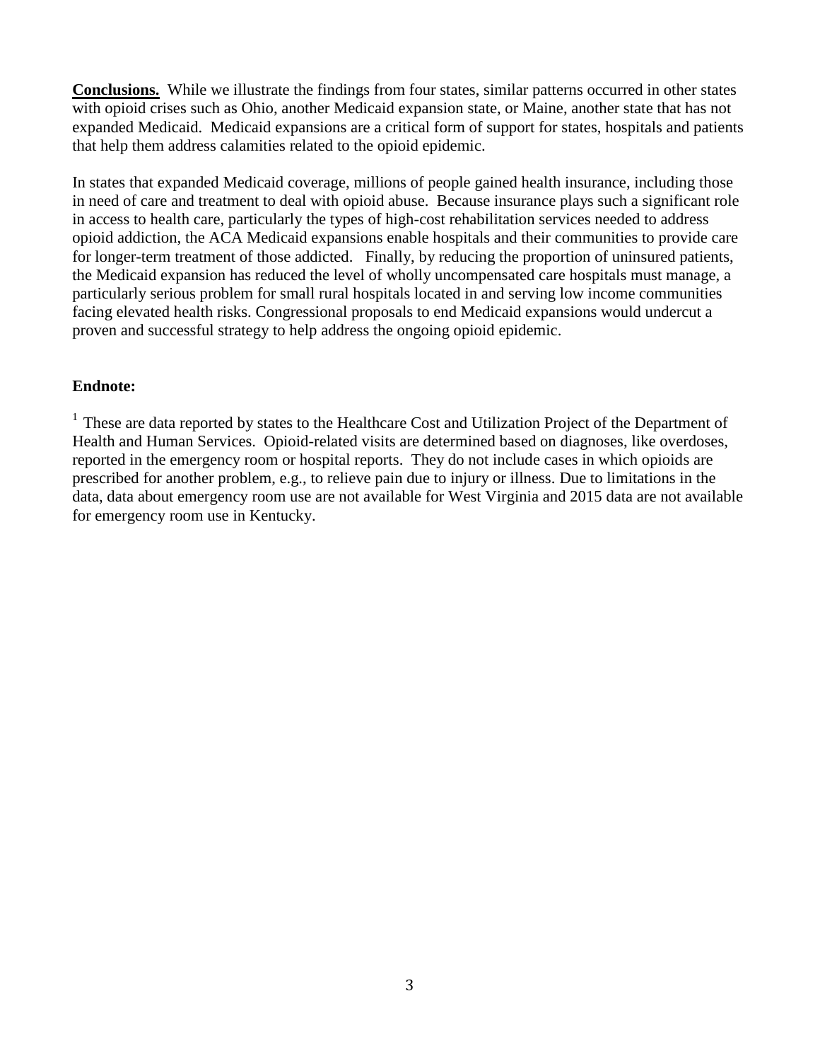**Conclusions.** While we illustrate the findings from four states, similar patterns occurred in other states with opioid crises such as Ohio, another Medicaid expansion state, or Maine, another state that has not expanded Medicaid. Medicaid expansions are a critical form of support for states, hospitals and patients that help them address calamities related to the opioid epidemic.

In states that expanded Medicaid coverage, millions of people gained health insurance, including those in need of care and treatment to deal with opioid abuse. Because insurance plays such a significant role in access to health care, particularly the types of high-cost rehabilitation services needed to address opioid addiction, the ACA Medicaid expansions enable hospitals and their communities to provide care for longer-term treatment of those addicted. Finally, by reducing the proportion of uninsured patients, the Medicaid expansion has reduced the level of wholly uncompensated care hospitals must manage, a particularly serious problem for small rural hospitals located in and serving low income communities facing elevated health risks. Congressional proposals to end Medicaid expansions would undercut a proven and successful strategy to help address the ongoing opioid epidemic.

**Endnote:**

[1] These are data reported by states to the Healthcare Cost and Utilization Project of the Department of Health and Human Services. Opioid-related visits are determined based on diagnoses, like overdoses, reported in the emergency room or hospital reports. They do not include cases in which opioids are prescribed for another problem, e.g., to relieve pain due to injury or illness. Due to limitations in the data, data about emergency room use are not available for West Virginia and 2015 data are not available for emergency room use in Kentucky.